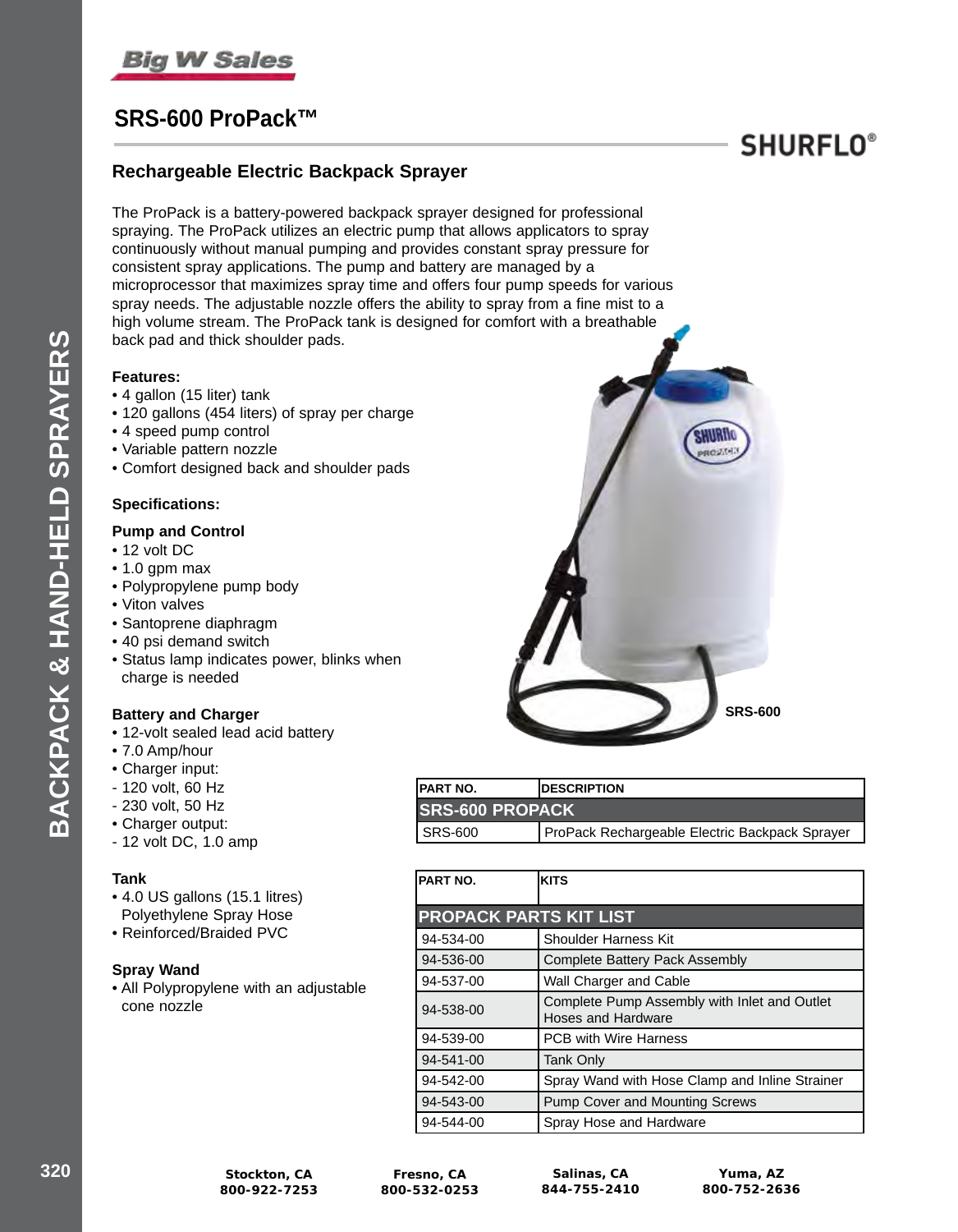# SRS-600 ProPack™

SHURFLO®

## Rechargeable Electric Backpack Sprayer

The ProPack is a battery-powered backpack sprayer designed for professional spraying. The ProPack utilizes an electric pump that allows applicators to spray continuously without manual pumping and provides constant spray pressure for consistent spray applications. The pump and battery are managed by a microprocessor that maximizes spray time and offers four pump speeds for various spray needs. The adjustable nozzle offers the ability to spray from a fine mist to a high volume stream. The ProPack tank is designed for comfort with a breathable back pad and thick shoulder pads.

**Features:**

- 4 gallon (15 liter) tank
- 120 gallons (454 liters) of spray per charge
- 4 speed pump control
- Variable pattern nozzle
- Comfort designed back and shoulder pads

**Specifications:**

**Pump and Control**

- 12 volt DC
- 1.0 gpm max
- Polypropylene pump body
- Viton valves
- Santoprene diaphragm
- 40 psi demand switch
- Status lamp indicates power, blinks when charge is needed

**Battery and Charger**

- 12-volt sealed lead acid battery
- 7.0 Amp/hour
- Charger input:
  - 120 volt, 60 Hz
  - 230 volt, 50 Hz
- Charger output:
  - 12 volt DC, 1.0 amp

**Tank**

- 4.0 US gallons (15.1 litres) Polyethylene Spray Hose
- Reinforced/Braided PVC

**Spray Wand**

- All Polypropylene with an adjustable cone nozzle

SRS-600

| PART NO. | DESCRIPTION |
|---|---|
| **SRS-600 PROPACK** | |
| SRS-600 | ProPack Rechargeable Electric Backpack Sprayer |

| PART NO. | KITS |
|---|---|
| **PROPACK PARTS KIT LIST** | |
| 94-534-00 | Shoulder Harness Kit |
| 94-536-00 | Complete Battery Pack Assembly |
| 94-537-00 | Wall Charger and Cable |
| 94-538-00 | Complete Pump Assembly with Inlet and Outlet Hoses and Hardware |
| 94-539-00 | PCB with Wire Harness |
| 94-541-00 | Tank Only |
| 94-542-00 | Spray Wand with Hose Clamp and Inline Strainer |
| 94-543-00 | Pump Cover and Mounting Screws |
| 94-544-00 | Spray Hose and Hardware |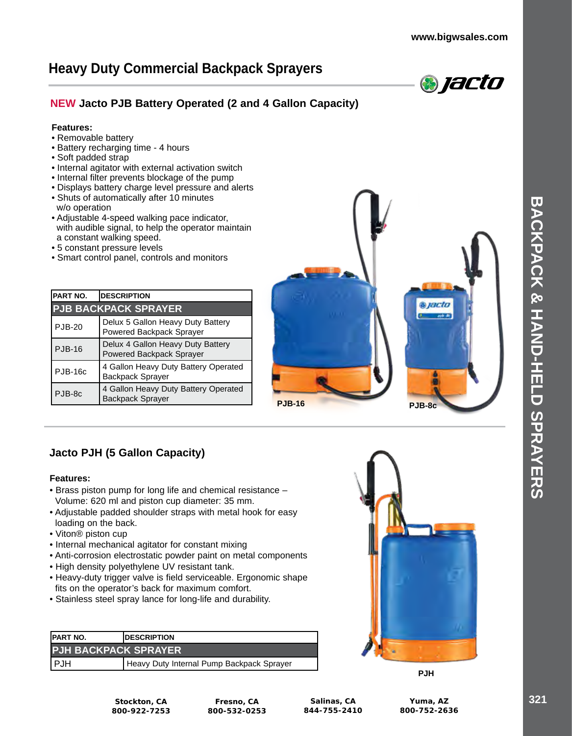# Heavy Duty Commercial Backpack Sprayers

## NEW Jacto PJB Battery Operated (2 and 4 Gallon Capacity)

**Features:**

- Removable battery
- Battery recharging time - 4 hours
- Soft padded strap
- Internal agitator with external activation switch
- Internal filter prevents blockage of the pump
- Displays battery charge level pressure and alerts
- Shuts of automatically after 10 minutes w/o operation
- Adjustable 4-speed walking pace indicator, with audible signal, to help the operator maintain a constant walking speed.
- 5 constant pressure levels
- Smart control panel, controls and monitors

| PART NO. | DESCRIPTION |
|---|---|
| **PJB BACKPACK SPRAYER** | |
| PJB-20 | Delux 5 Gallon Heavy Duty Battery Powered Backpack Sprayer |
| PJB-16 | Delux 4 Gallon Heavy Duty Battery Powered Backpack Sprayer |
| PJB-16c | 4 Gallon Heavy Duty Battery Operated Backpack Sprayer |
| PJB-8c | 4 Gallon Heavy Duty Battery Operated Backpack Sprayer |

PJB-16

PJB-8c

## Jacto PJH (5 Gallon Capacity)

**Features:**

- Brass piston pump for long life and chemical resistance – Volume: 620 ml and piston cup diameter: 35 mm.
- Adjustable padded shoulder straps with metal hook for easy loading on the back.
- Viton® piston cup
- Internal mechanical agitator for constant mixing
- Anti-corrosion electrostatic powder paint on metal components
- High density polyethylene UV resistant tank.
- Heavy-duty trigger valve is field serviceable. Ergonomic shape fits on the operator's back for maximum comfort.
- Stainless steel spray lance for long-life and durability.

| PART NO. | DESCRIPTION |
|---|---|
| **PJH BACKPACK SPRAYER** | |
| PJH | Heavy Duty Internal Pump Backpack Sprayer |

PJH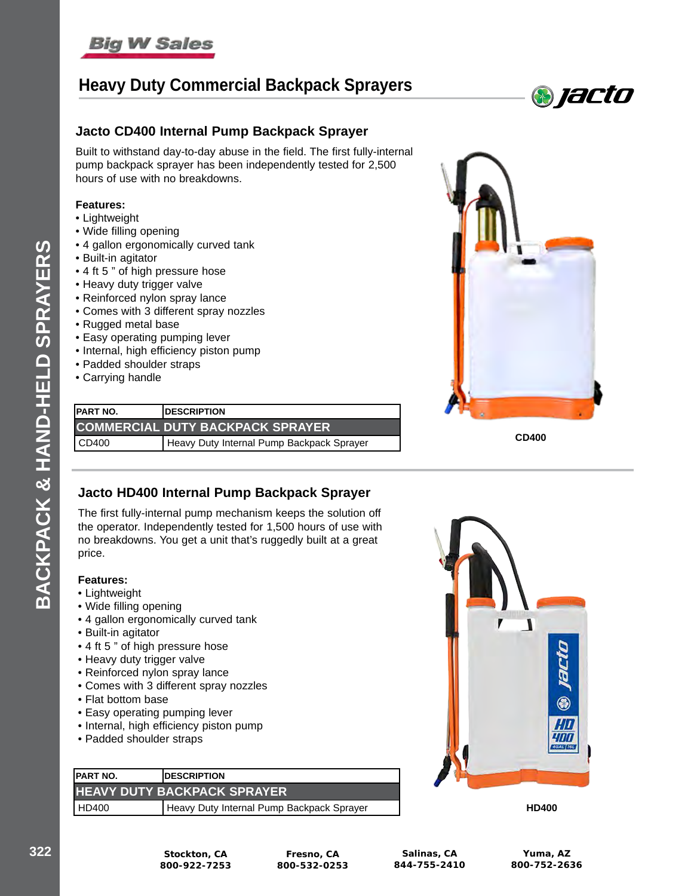# Heavy Duty Commercial Backpack Sprayers

## Jacto CD400 Internal Pump Backpack Sprayer

Built to withstand day-to-day abuse in the field. The first fully-internal pump backpack sprayer has been independently tested for 2,500 hours of use with no breakdowns.

**Features:**

- Lightweight
- Wide filling opening
- 4 gallon ergonomically curved tank
- Built-in agitator
- 4 ft 5 " of high pressure hose
- Heavy duty trigger valve
- Reinforced nylon spray lance
- Comes with 3 different spray nozzles
- Rugged metal base
- Easy operating pumping lever
- Internal, high efficiency piston pump
- Padded shoulder straps
- Carrying handle

| PART NO. | DESCRIPTION |
|---|---|
| **COMMERCIAL DUTY BACKPACK SPRAYER** | |
| CD400 | Heavy Duty Internal Pump Backpack Sprayer |

CD400

## Jacto HD400 Internal Pump Backpack Sprayer

The first fully-internal pump mechanism keeps the solution off the operator. Independently tested for 1,500 hours of use with no breakdowns. You get a unit that's ruggedly built at a great price.

**Features:**

- Lightweight
- Wide filling opening
- 4 gallon ergonomically curved tank
- Built-in agitator
- 4 ft 5 " of high pressure hose
- Heavy duty trigger valve
- Reinforced nylon spray lance
- Comes with 3 different spray nozzles
- Flat bottom base
- Easy operating pumping lever
- Internal, high efficiency piston pump
- Padded shoulder straps

| PART NO. | DESCRIPTION |
|---|---|
| **HEAVY DUTY BACKPACK SPRAYER** | |
| HD400 | Heavy Duty Internal Pump Backpack Sprayer |

HD400

Stockton, CA 800-922-7253 | Fresno, CA 800-532-0253 | Salinas, CA 844-755-2410 | Yuma, AZ 800-752-2636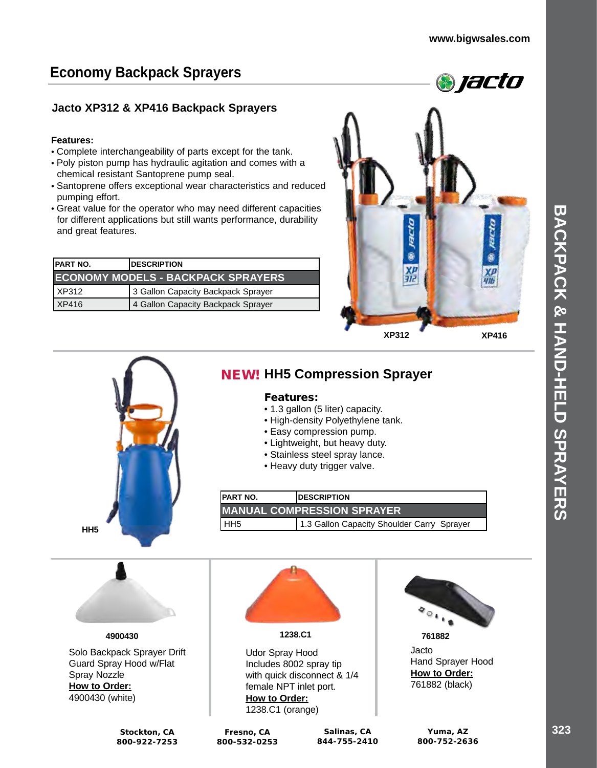# Economy Backpack Sprayers

## Jacto XP312 & XP416 Backpack Sprayers

**Features:**

- Complete interchangeability of parts except for the tank.
- Poly piston pump has hydraulic agitation and comes with a chemical resistant Santoprene pump seal.
- Santoprene offers exceptional wear characteristics and reduced pumping effort.
- Great value for the operator who may need different capacities for different applications but still wants performance, durability and great features.

| PART NO. | DESCRIPTION |
| --- | --- |
| **ECONOMY MODELS - BACKPACK SPRAYERS** | |
| XP312 | 3 Gallon Capacity Backpack Sprayer |
| XP416 | 4 Gallon Capacity Backpack Sprayer |

XP312 XP416

## NEW! HH5 Compression Sprayer

**Features:**

- 1.3 gallon (5 liter) capacity.
- High-density Polyethylene tank.
- Easy compression pump.
- Lightweight, but heavy duty.
- Stainless steel spray lance.
- Heavy duty trigger valve.

| PART NO. | DESCRIPTION |
| --- | --- |
| **MANUAL COMPRESSION SPRAYER** | |
| HH5 | 1.3 Gallon Capacity Shoulder Carry Sprayer |

HH5

**4900430**

Solo Backpack Sprayer Drift Guard Spray Hood w/Flat Spray Nozzle

**How to Order:**
4900430 (white)

**1238.C1**

Udor Spray Hood Includes 8002 spray tip with quick disconnect & 1/4 female NPT inlet port.

**How to Order:**
1238.C1 (orange)

**761882**

Jacto Hand Sprayer Hood

**How to Order:**
761882 (black)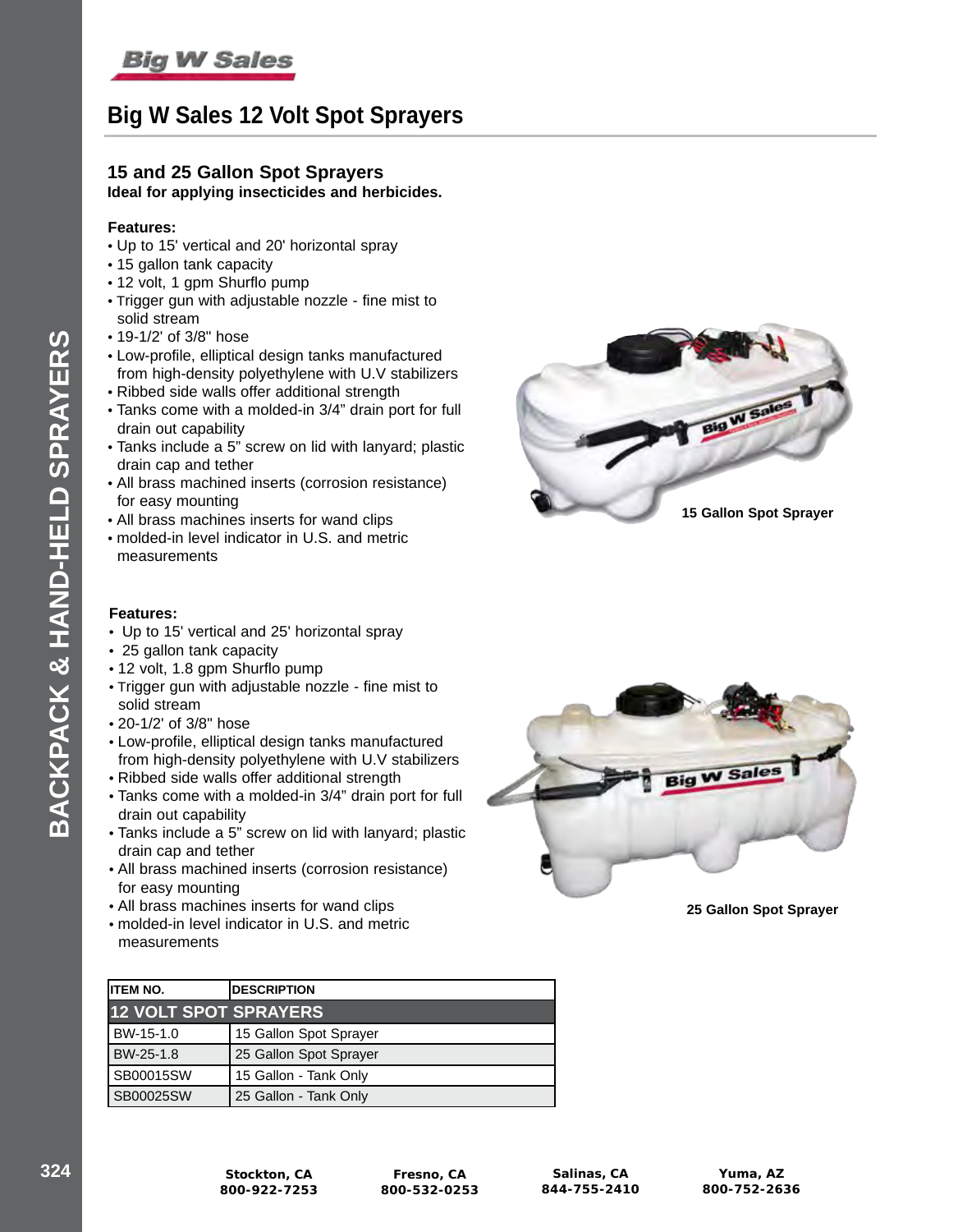# Big W Sales 12 Volt Spot Sprayers

## 15 and 25 Gallon Spot Sprayers

**Ideal for applying insecticides and herbicides.**

**Features:**

- Up to 15' vertical and 20' horizontal spray
- 15 gallon tank capacity
- 12 volt, 1 gpm Shurflo pump
- Trigger gun with adjustable nozzle - fine mist to solid stream
- 19-1/2' of 3/8" hose
- Low-profile, elliptical design tanks manufactured from high-density polyethylene with U.V stabilizers
- Ribbed side walls offer additional strength
- Tanks come with a molded-in 3/4" drain port for full drain out capability
- Tanks include a 5" screw on lid with lanyard; plastic drain cap and tether
- All brass machined inserts (corrosion resistance) for easy mounting
- All brass machines inserts for wand clips
- molded-in level indicator in U.S. and metric measurements

15 Gallon Spot Sprayer

**Features:**

- Up to 15' vertical and 25' horizontal spray
- 25 gallon tank capacity
- 12 volt, 1.8 gpm Shurflo pump
- Trigger gun with adjustable nozzle - fine mist to solid stream
- 20-1/2' of 3/8" hose
- Low-profile, elliptical design tanks manufactured from high-density polyethylene with U.V stabilizers
- Ribbed side walls offer additional strength
- Tanks come with a molded-in 3/4" drain port for full drain out capability
- Tanks include a 5" screw on lid with lanyard; plastic drain cap and tether
- All brass machined inserts (corrosion resistance) for easy mounting
- All brass machines inserts for wand clips
- molded-in level indicator in U.S. and metric measurements

25 Gallon Spot Sprayer

| ITEM NO. | DESCRIPTION |
|---|---|
| **12 VOLT SPOT SPRAYERS** | |
| BW-15-1.0 | 15 Gallon Spot Sprayer |
| BW-25-1.8 | 25 Gallon Spot Sprayer |
| SB00015SW | 15 Gallon - Tank Only |
| SB00025SW | 25 Gallon - Tank Only |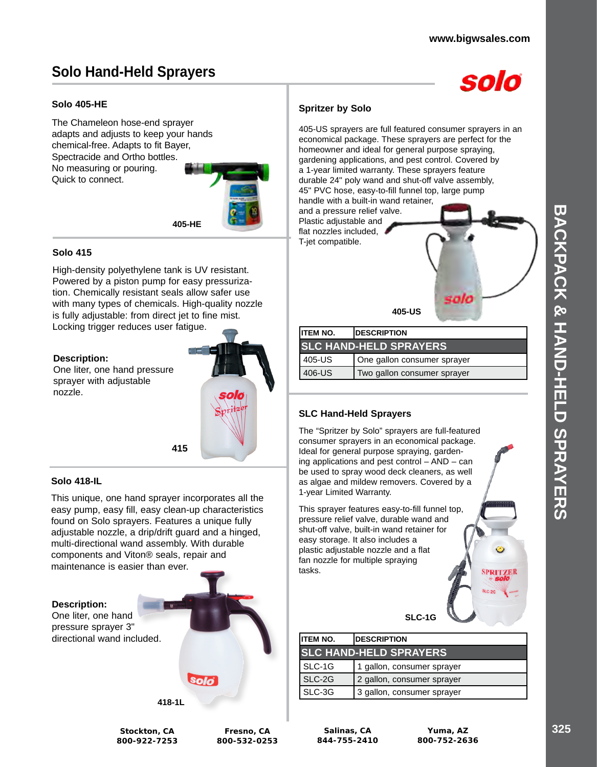# Solo Hand-Held Sprayers

### Solo 405-HE

The Chameleon hose-end sprayer adapts and adjusts to keep your hands chemical-free. Adapts to fit Bayer, Spectracide and Ortho bottles. No measuring or pouring. Quick to connect.

405-HE

### Solo 415

High-density polyethylene tank is UV resistant. Powered by a piston pump for easy pressurization. Chemically resistant seals allow safer use with many types of chemicals. High-quality nozzle is fully adjustable: from direct jet to fine mist. Locking trigger reduces user fatigue.

**Description:**
One liter, one hand pressure sprayer with adjustable nozzle.

415

### Solo 418-IL

This unique, one hand sprayer incorporates all the easy pump, easy fill, easy clean-up characteristics found on Solo sprayers. Features a unique fully adjustable nozzle, a drip/drift guard and a hinged, multi-directional wand assembly. With durable components and Viton® seals, repair and maintenance is easier than ever.

**Description:**
One liter, one hand pressure sprayer 3" directional wand included.

418-1L

### Spritzer by Solo

405-US sprayers are full featured consumer sprayers in an economical package. These sprayers are perfect for the homeowner and ideal for general purpose spraying, gardening applications, and pest control. Covered by a 1-year limited warranty. These sprayers feature durable 24" poly wand and shut-off valve assembly, 45" PVC hose, easy-to-fill funnel top, large pump handle with a built-in wand retainer, and a pressure relief valve. Plastic adjustable and flat nozzles included, T-jet compatible.

405-US

| ITEM NO. | DESCRIPTION |
|---|---|
| **SLC HAND-HELD SPRAYERS** | |
| 405-US | One gallon consumer sprayer |
| 406-US | Two gallon consumer sprayer |

### SLC Hand-Held Sprayers

The "Spritzer by Solo" sprayers are full-featured consumer sprayers in an economical package. Ideal for general purpose spraying, gardening applications and pest control – AND – can be used to spray wood deck cleaners, as well as algae and mildew removers. Covered by a 1-year Limited Warranty.

This sprayer features easy-to-fill funnel top, pressure relief valve, durable wand and shut-off valve, built-in wand retainer for easy storage. It also includes a plastic adjustable nozzle and a flat fan nozzle for multiple spraying tasks.

SLC-1G

| ITEM NO. | DESCRIPTION |
|---|---|
| **SLC HAND-HELD SPRAYERS** | |
| SLC-1G | 1 gallon, consumer sprayer |
| SLC-2G | 2 gallon, consumer sprayer |
| SLC-3G | 3 gallon, consumer sprayer |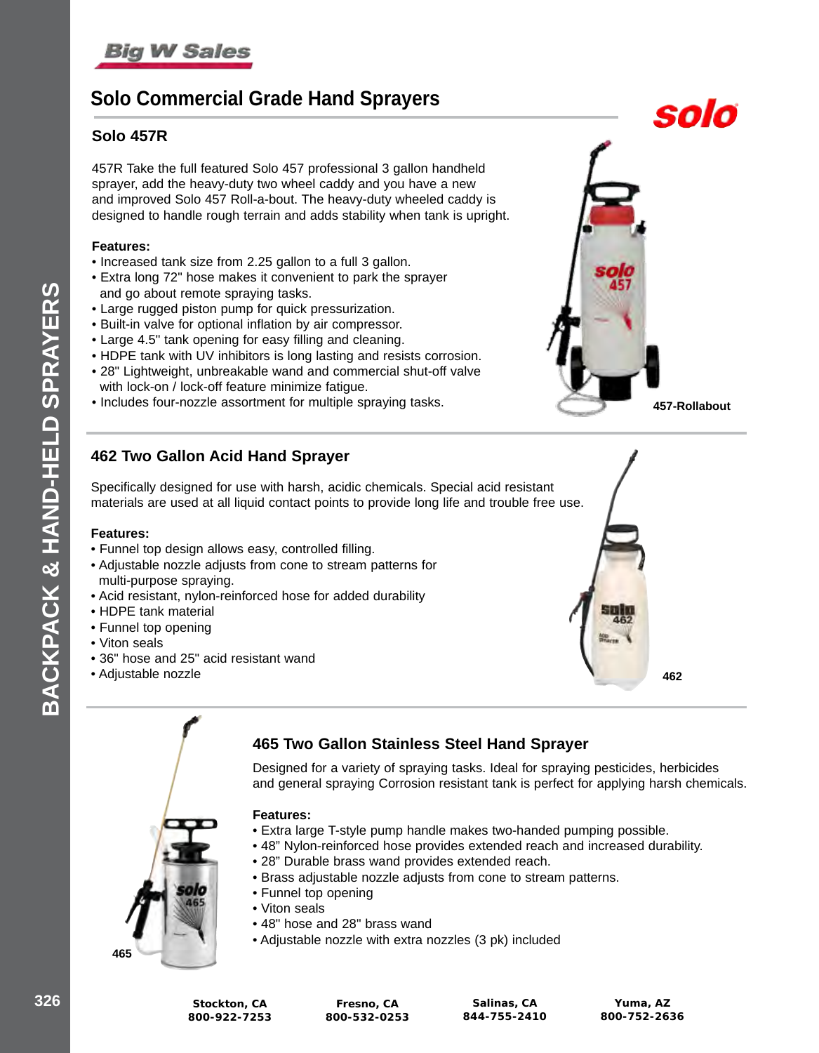# Solo Commercial Grade Hand Sprayers

## Solo 457R

457R Take the full featured Solo 457 professional 3 gallon handheld sprayer, add the heavy-duty two wheel caddy and you have a new and improved Solo 457 Roll-a-bout. The heavy-duty wheeled caddy is designed to handle rough terrain and adds stability when tank is upright.

**Features:**

- Increased tank size from 2.25 gallon to a full 3 gallon.
- Extra long 72" hose makes it convenient to park the sprayer and go about remote spraying tasks.
- Large rugged piston pump for quick pressurization.
- Built-in valve for optional inflation by air compressor.
- Large 4.5" tank opening for easy filling and cleaning.
- HDPE tank with UV inhibitors is long lasting and resists corrosion.
- 28" Lightweight, unbreakable wand and commercial shut-off valve with lock-on / lock-off feature minimize fatigue.
- Includes four-nozzle assortment for multiple spraying tasks.

457-Rollabout

## 462 Two Gallon Acid Hand Sprayer

Specifically designed for use with harsh, acidic chemicals. Special acid resistant materials are used at all liquid contact points to provide long life and trouble free use.

**Features:**

- Funnel top design allows easy, controlled filling.
- Adjustable nozzle adjusts from cone to stream patterns for multi-purpose spraying.
- Acid resistant, nylon-reinforced hose for added durability
- HDPE tank material
- Funnel top opening
- Viton seals
- 36" hose and 25" acid resistant wand
- Adjustable nozzle

462

## 465 Two Gallon Stainless Steel Hand Sprayer

Designed for a variety of spraying tasks. Ideal for spraying pesticides, herbicides and general spraying Corrosion resistant tank is perfect for applying harsh chemicals.

**Features:**

- Extra large T-style pump handle makes two-handed pumping possible.
- 48" Nylon-reinforced hose provides extended reach and increased durability.
- 28" Durable brass wand provides extended reach.
- Brass adjustable nozzle adjusts from cone to stream patterns.
- Funnel top opening
- Viton seals
- 48" hose and 28" brass wand
- Adjustable nozzle with extra nozzles (3 pk) included

465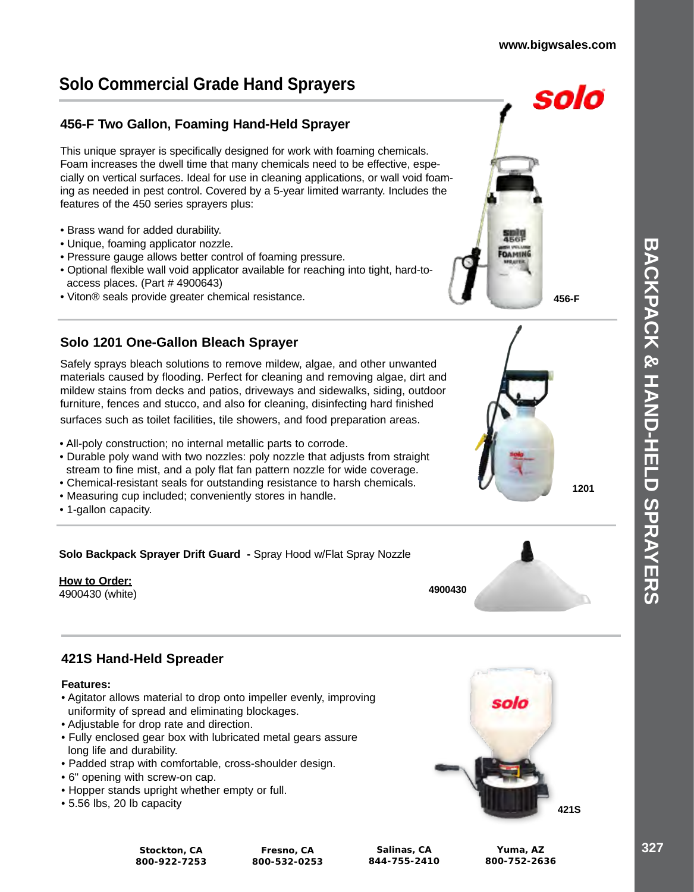# Solo Commercial Grade Hand Sprayers

## 456-F Two Gallon, Foaming Hand-Held Sprayer

This unique sprayer is specifically designed for work with foaming chemicals. Foam increases the dwell time that many chemicals need to be effective, especially on vertical surfaces. Ideal for use in cleaning applications, or wall void foaming as needed in pest control. Covered by a 5-year limited warranty. Includes the features of the 450 series sprayers plus:

- Brass wand for added durability.
- Unique, foaming applicator nozzle.
- Pressure gauge allows better control of foaming pressure.
- Optional flexible wall void applicator available for reaching into tight, hard-to-access places. (Part # 4900643)
- Viton® seals provide greater chemical resistance.

456-F

## Solo 1201 One-Gallon Bleach Sprayer

Safely sprays bleach solutions to remove mildew, algae, and other unwanted materials caused by flooding. Perfect for cleaning and removing algae, dirt and mildew stains from decks and patios, driveways and sidewalks, siding, outdoor furniture, fences and stucco, and also for cleaning, disinfecting hard finished surfaces such as toilet facilities, tile showers, and food preparation areas.

- All-poly construction; no internal metallic parts to corrode.
- Durable poly wand with two nozzles: poly nozzle that adjusts from straight stream to fine mist, and a poly flat fan pattern nozzle for wide coverage.
- Chemical-resistant seals for outstanding resistance to harsh chemicals.
- Measuring cup included; conveniently stores in handle.
- 1-gallon capacity.

1201

**Solo Backpack Sprayer Drift Guard -** Spray Hood w/Flat Spray Nozzle

**How to Order:**
4900430 (white)

4900430

## 421S Hand-Held Spreader

**Features:**

- Agitator allows material to drop onto impeller evenly, improving uniformity of spread and eliminating blockages.
- Adjustable for drop rate and direction.
- Fully enclosed gear box with lubricated metal gears assure long life and durability.
- Padded strap with comfortable, cross-shoulder design.
- 6" opening with screw-on cap.
- Hopper stands upright whether empty or full.
- 5.56 lbs, 20 lb capacity

421S